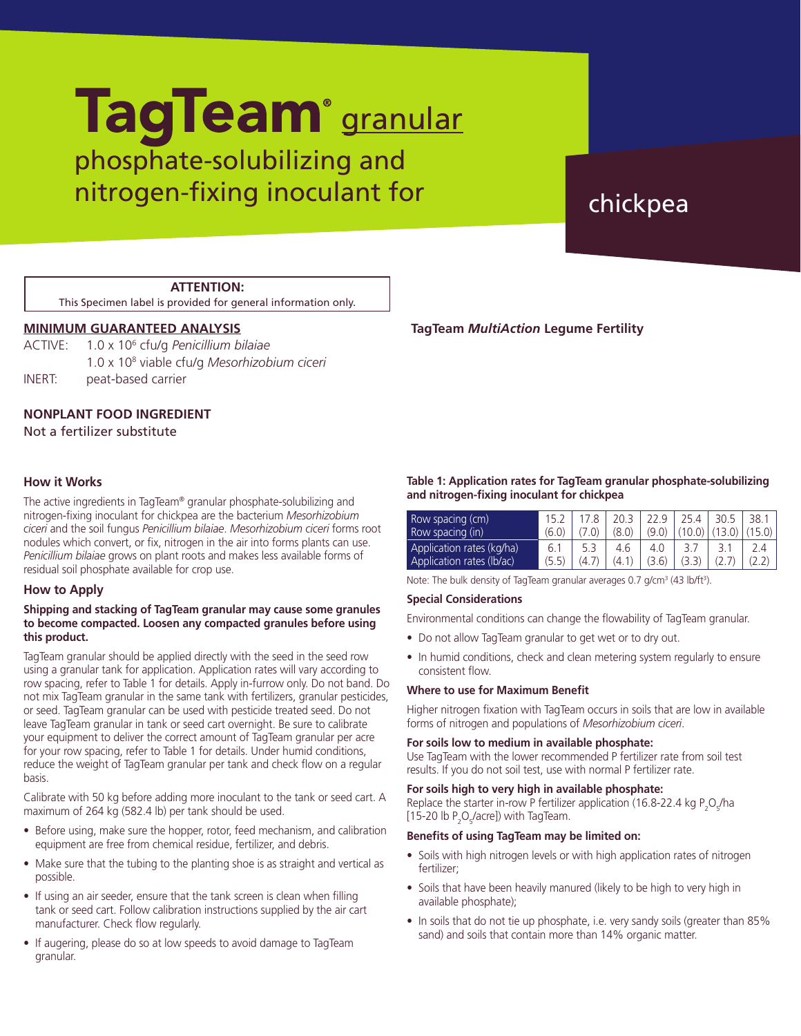# TagTeam® granular

## phosphate-solubilizing and nitrogen-fixing inoculant for chickpea

**ATTENTION:**
This Specimen label is provided for general information only.

**TagTeam *MultiAction* Legume Fertility**

### MINIMUM GUARANTEED ANALYSIS

ACTIVE: $1.0 \times 10^6$ cfu/g *Penicillium bilaiae*
$1.0 \times 10^8$ viable cfu/g *Mesorhizobium ciceri*
INERT: peat-based carrier

**NONPLANT FOOD INGREDIENT**
Not a fertilizer substitute

### How it Works

The active ingredients in TagTeam® granular phosphate-solubilizing and nitrogen-fixing inoculant for chickpea are the bacterium *Mesorhizobium ciceri* and the soil fungus *Penicillium bilaiae*. *Mesorhizobium ciceri* forms root nodules which convert, or fix, nitrogen in the air into forms plants can use. *Penicillium bilaiae* grows on plant roots and makes less available forms of residual soil phosphate available for crop use.

### How to Apply

**Shipping and stacking of TagTeam granular may cause some granules to become compacted. Loosen any compacted granules before using this product.**

TagTeam granular should be applied directly with the seed in the seed row using a granular tank for application. Application rates will vary according to row spacing, refer to Table 1 for details. Apply in-furrow only. Do not band. Do not mix TagTeam granular in the same tank with fertilizers, granular pesticides, or seed. TagTeam granular can be used with pesticide treated seed. Do not leave TagTeam granular in tank or seed cart overnight. Be sure to calibrate your equipment to deliver the correct amount of TagTeam granular per acre for your row spacing, refer to Table 1 for details. Under humid conditions, reduce the weight of TagTeam granular per tank and check flow on a regular basis.

Calibrate with 50 kg before adding more inoculant to the tank or seed cart. A maximum of 264 kg (582.4 lb) per tank should be used.

- Before using, make sure the hopper, rotor, feed mechanism, and calibration equipment are free from chemical residue, fertilizer, and debris.
- Make sure that the tubing to the planting shoe is as straight and vertical as possible.
- If using an air seeder, ensure that the tank screen is clean when filling tank or seed cart. Follow calibration instructions supplied by the air cart manufacturer. Check flow regularly.
- If augering, please do so at low speeds to avoid damage to TagTeam granular.

**Table 1: Application rates for TagTeam granular phosphate-solubilizing and nitrogen-fixing inoculant for chickpea**

| Row spacing (cm) | 15.2 | 17.8 | 20.3 | 22.9 | 25.4 | 30.5 | 38.1 |
|---|---|---|---|---|---|---|---|
| Row spacing (in) | (6.0) | (7.0) | (8.0) | (9.0) | (10.0) | (13.0) | (15.0) |
| Application rates (kg/ha) | 6.1 | 5.3 | 4.6 | 4.0 | 3.7 | 3.1 | 2.4 |
| Application rates (lb/ac) | (5.5) | (4.7) | (4.1) | (3.6) | (3.3) | (2.7) | (2.2) |

Note: The bulk density of TagTeam granular averages 0.7 g/cm$^3$ (43 lb/ft$^3$).

#### Special Considerations

Environmental conditions can change the flowability of TagTeam granular.

- Do not allow TagTeam granular to get wet or to dry out.
- In humid conditions, check and clean metering system regularly to ensure consistent flow.

#### Where to use for Maximum Benefit

Higher nitrogen fixation with TagTeam occurs in soils that are low in available forms of nitrogen and populations of *Mesorhizobium ciceri*.

**For soils low to medium in available phosphate:**
Use TagTeam with the lower recommended P fertilizer rate from soil test results. If you do not soil test, use with normal P fertilizer rate.

**For soils high to very high in available phosphate:**
Replace the starter in-row P fertilizer application (16.8-22.4 kg $P_2O_5$/ha [15-20 lb $P_2O_5$/acre]) with TagTeam.

#### Benefits of using TagTeam may be limited on:

- Soils with high nitrogen levels or with high application rates of nitrogen fertilizer;
- Soils that have been heavily manured (likely to be high to very high in available phosphate);
- In soils that do not tie up phosphate, i.e. very sandy soils (greater than 85% sand) and soils that contain more than 14% organic matter.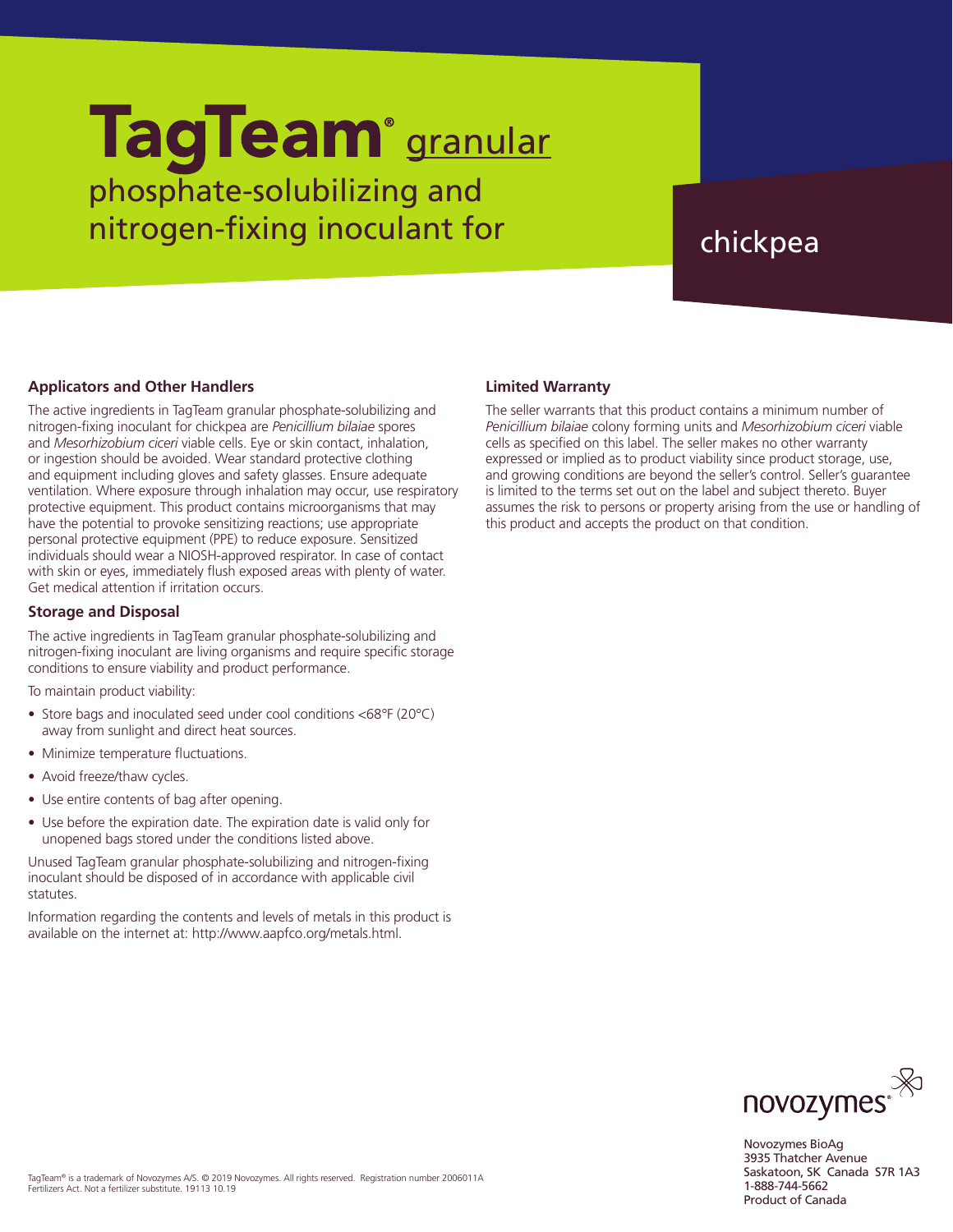# TagTeam® granular

phosphate-solubilizing and nitrogen-fixing inoculant for

chickpea

### Applicators and Other Handlers

The active ingredients in TagTeam granular phosphate-solubilizing and nitrogen-fixing inoculant for chickpea are *Penicillium bilaiae* spores and *Mesorhizobium ciceri* viable cells. Eye or skin contact, inhalation, or ingestion should be avoided. Wear standard protective clothing and equipment including gloves and safety glasses. Ensure adequate ventilation. Where exposure through inhalation may occur, use respiratory protective equipment. This product contains microorganisms that may have the potential to provoke sensitizing reactions; use appropriate personal protective equipment (PPE) to reduce exposure. Sensitized individuals should wear a NIOSH-approved respirator. In case of contact with skin or eyes, immediately flush exposed areas with plenty of water. Get medical attention if irritation occurs.

### Storage and Disposal

The active ingredients in TagTeam granular phosphate-solubilizing and nitrogen-fixing inoculant are living organisms and require specific storage conditions to ensure viability and product performance.

To maintain product viability:

- Store bags and inoculated seed under cool conditions <68°F (20°C) away from sunlight and direct heat sources.
- Minimize temperature fluctuations.
- Avoid freeze/thaw cycles.
- Use entire contents of bag after opening.
- Use before the expiration date. The expiration date is valid only for unopened bags stored under the conditions listed above.

Unused TagTeam granular phosphate-solubilizing and nitrogen-fixing inoculant should be disposed of in accordance with applicable civil statutes.

Information regarding the contents and levels of metals in this product is available on the internet at: http://www.aapfco.org/metals.html.

### Limited Warranty

The seller warrants that this product contains a minimum number of *Penicillium bilaiae* colony forming units and *Mesorhizobium ciceri* viable cells as specified on this label. The seller makes no other warranty expressed or implied as to product viability since product storage, use, and growing conditions are beyond the seller's control. Seller's guarantee is limited to the terms set out on the label and subject thereto. Buyer assumes the risk to persons or property arising from the use or handling of this product and accepts the product on that condition.

novozymes®

Novozymes BioAg
3935 Thatcher Avenue
Saskatoon, SK Canada S7R 1A3
1-888-744-5662
Product of Canada

TagTeam® is a trademark of Novozymes A/S. © 2019 Novozymes. All rights reserved. Registration number 2006011A Fertilizers Act. Not a fertilizer substitute. 19113 10.19